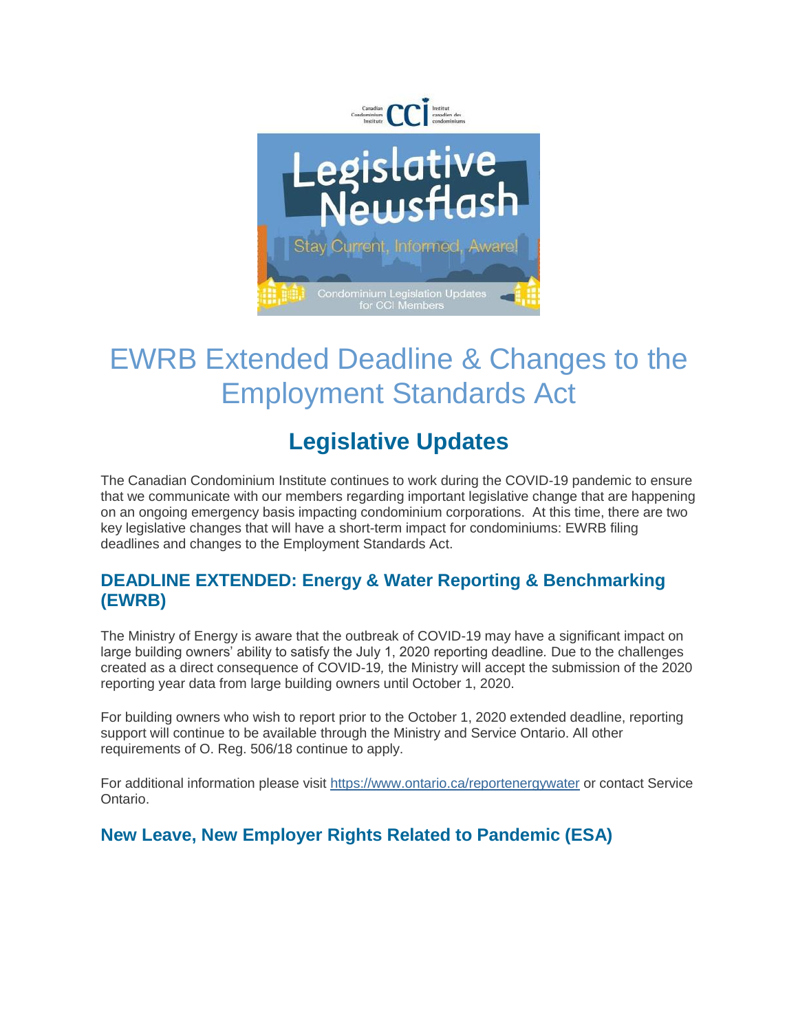# EWRB Extended Deadline & Changes to the Employment Standards Act

## Legislative Updates

The Canadian Condominium Institute continues to work during the COVID-19 pandemic to ensure that we communicate with our members regarding important legislative change that are happening on an ongoing emergency basis impacting condominium corporations. At this time, there are two key legislative changes that will have a short-term impact for condominiums: EWRB filing deadlines and changes to the Employment Standards Act.

### DEADLINE EXTENDED: Energy & Water Reporting & Benchmarking (EWRB)

The Ministry of Energy is aware that the outbreak of COVID-19 may have a significant impact on large building owners' ability to satisfy the July 1, 2020 reporting deadline. Due to the challenges created as a direct consequence of COVID-19, the Ministry will accept the submission of the 2020 reporting year data from large building owners until October 1, 2020.

For building owners who wish to report prior to the October 1, 2020 extended deadline, reporting support will continue to be available through the Ministry and Service Ontario. All other requirements of O. Reg. 506/18 continue to apply.

For additional information please visit [https://www.ontario.ca/reportenergywater](https://www.ontario.ca/reportenergywater) or contact Service Ontario.

### New Leave, New Employer Rights Related to Pandemic (ESA)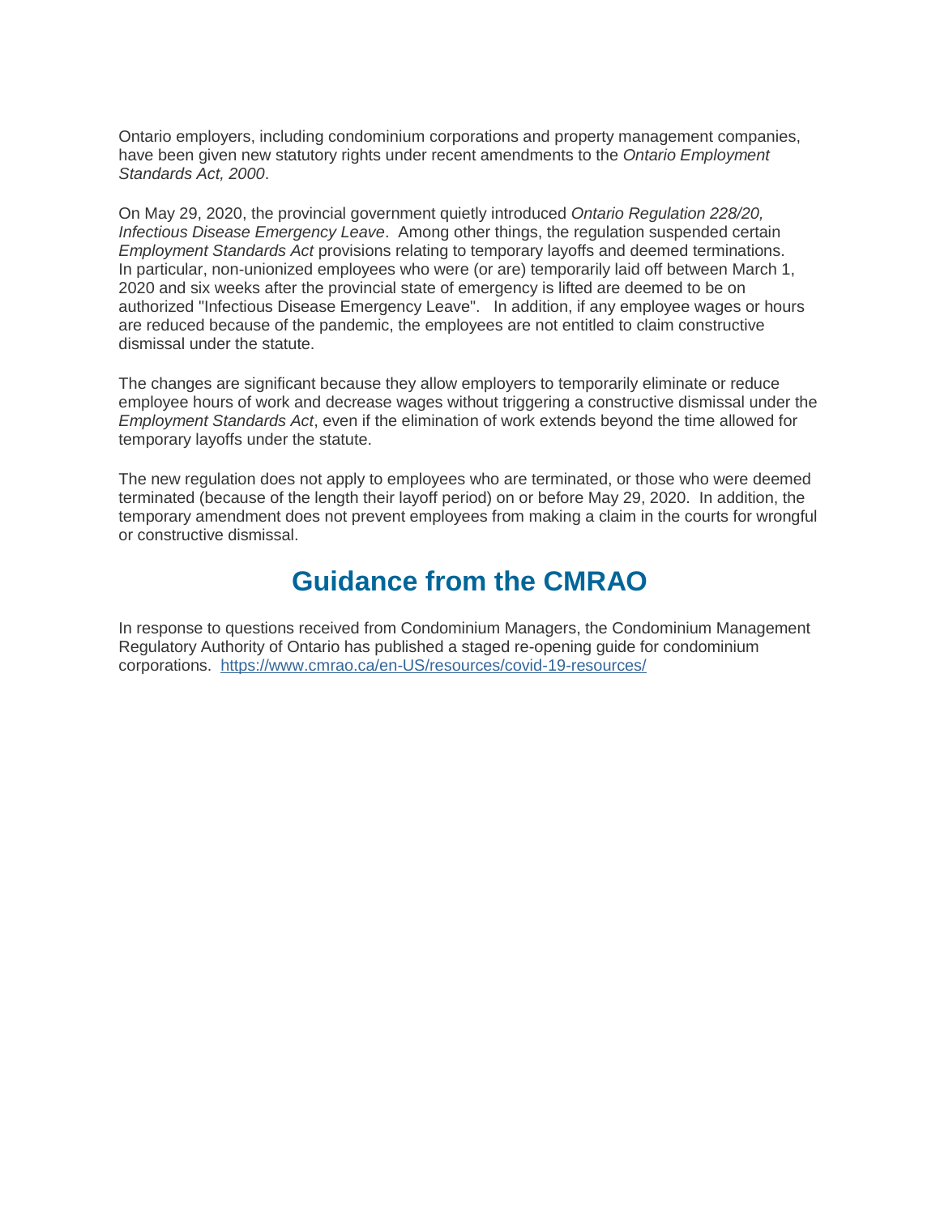Ontario employers, including condominium corporations and property management companies, have been given new statutory rights under recent amendments to the *Ontario Employment Standards Act, 2000*.

On May 29, 2020, the provincial government quietly introduced *Ontario Regulation 228/20, Infectious Disease Emergency Leave*. Among other things, the regulation suspended certain *Employment Standards Act* provisions relating to temporary layoffs and deemed terminations. In particular, non-unionized employees who were (or are) temporarily laid off between March 1, 2020 and six weeks after the provincial state of emergency is lifted are deemed to be on authorized "Infectious Disease Emergency Leave". In addition, if any employee wages or hours are reduced because of the pandemic, the employees are not entitled to claim constructive dismissal under the statute.

The changes are significant because they allow employers to temporarily eliminate or reduce employee hours of work and decrease wages without triggering a constructive dismissal under the *Employment Standards Act*, even if the elimination of work extends beyond the time allowed for temporary layoffs under the statute.

The new regulation does not apply to employees who are terminated, or those who were deemed terminated (because of the length their layoff period) on or before May 29, 2020. In addition, the temporary amendment does not prevent employees from making a claim in the courts for wrongful or constructive dismissal.

## Guidance from the CMRAO

In response to questions received from Condominium Managers, the Condominium Management Regulatory Authority of Ontario has published a staged re-opening guide for condominium corporations. [https://www.cmrao.ca/en-US/resources/covid-19-resources/](https://www.cmrao.ca/en-US/resources/covid-19-resources/)